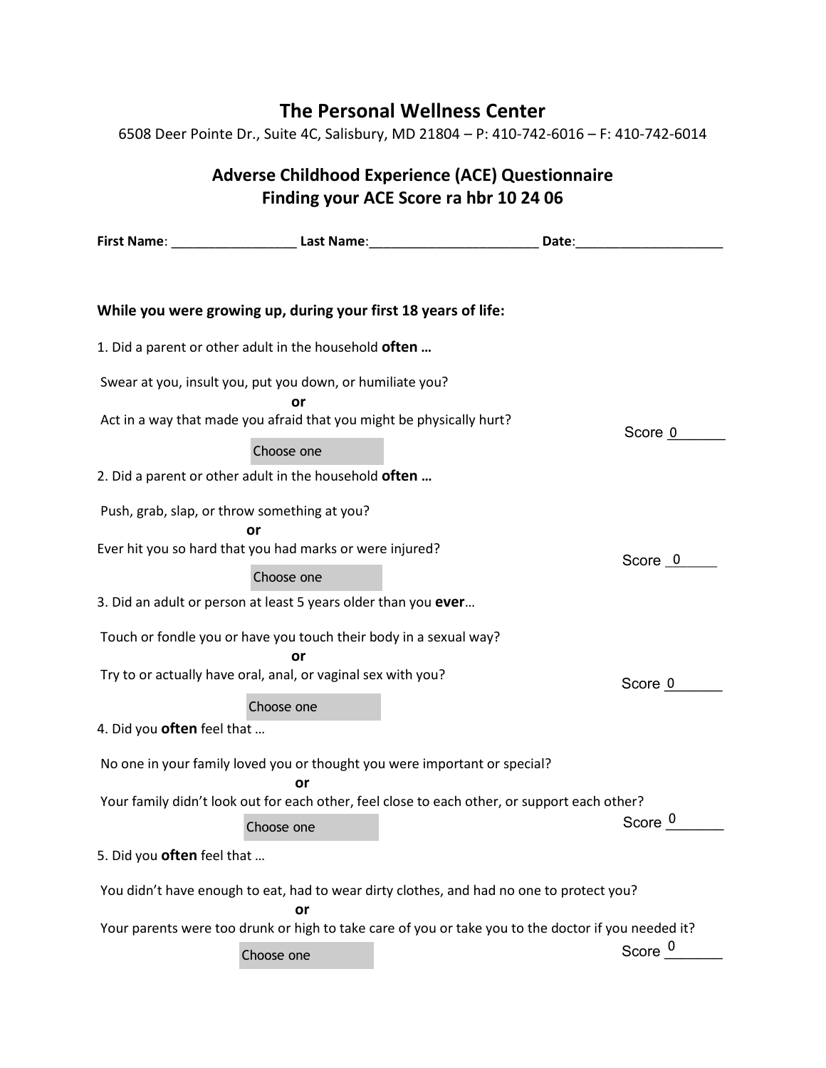# The Personal Wellness Center

6508 Deer Pointe Dr., Suite 4C, Salisbury, MD 21804 – P: 410-742-6016 – F: 410-742-6014

## Adverse Childhood Experience (ACE) Questionnaire
## Finding your ACE Score ra hbr 10 24 06

**First Name**: _________________ **Last Name**:_______________________ **Date**:____________________

**While you were growing up, during your first 18 years of life:**

1. Did a parent or other adult in the household **often …**

Swear at you, insult you, put you down, or humiliate you?

**or**

Act in a way that made you afraid that you might be physically hurt?

Choose one

Score 0

2. Did a parent or other adult in the household **often …**

Push, grab, slap, or throw something at you?

**or**

Ever hit you so hard that you had marks or were injured?

Choose one

Score 0

3. Did an adult or person at least 5 years older than you **ever**…

Touch or fondle you or have you touch their body in a sexual way?

**or**

Try to or actually have oral, anal, or vaginal sex with you?

Choose one

Score 0

4. Did you **often** feel that …

No one in your family loved you or thought you were important or special?

**or**

Your family didn't look out for each other, feel close to each other, or support each other?

Choose one

Score 0

5. Did you **often** feel that …

You didn't have enough to eat, had to wear dirty clothes, and had no one to protect you?

**or**

Your parents were too drunk or high to take care of you or take you to the doctor if you needed it?

Choose one

Score 0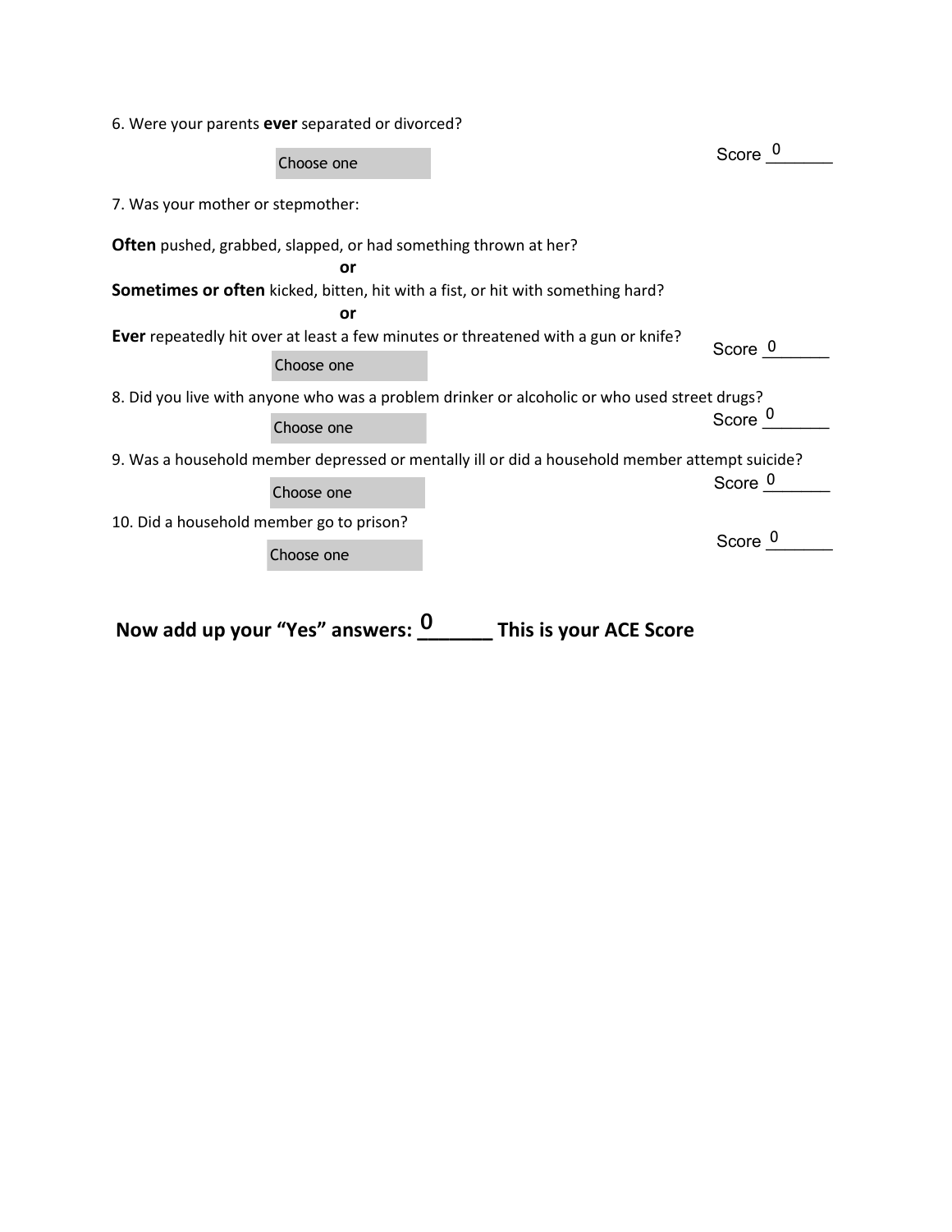6. Were your parents **ever** separated or divorced?

Choose one

Score 0

7. Was your mother or stepmother:

**Often** pushed, grabbed, slapped, or had something thrown at her?

**or**

**Sometimes or often** kicked, bitten, hit with a fist, or hit with something hard?

**or**

**Ever** repeatedly hit over at least a few minutes or threatened with a gun or knife?

Choose one

Score 0

8. Did you live with anyone who was a problem drinker or alcoholic or who used street drugs?

Choose one

Score 0

9. Was a household member depressed or mentally ill or did a household member attempt suicide?

Choose one

Score 0

10. Did a household member go to prison?

Choose one

Score 0

**Now add up your "Yes" answers: 0 This is your ACE Score**